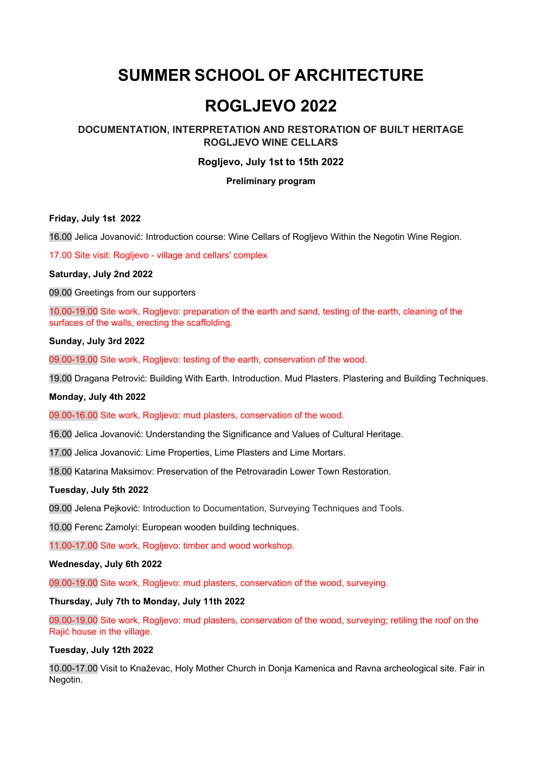# SUMMER SCHOOL OF ARCHITECTURE

# ROGLJEVO 2022

### DOCUMENTATION, INTERPRETATION AND RESTORATION OF BUILT HERITAGE ROGLJEVO WINE CELLARS

**Rogljevo, July 1st to 15th 2022**

**Preliminary program**

**Friday, July 1st 2022**

16.00 Jelica Jovanović: Introduction course: Wine Cellars of Rogljevo Within the Negotin Wine Region.

17.00 Site visit: Rogljevo - village and cellars' complex

**Saturday, July 2nd 2022**

09.00 Greetings from our supporters

10.00-19.00 Site work, Rogljevo: preparation of the earth and sand, testing of the earth, cleaning of the surfaces of the walls, erecting the scaffolding.

**Sunday, July 3rd 2022**

09.00-19.00 Site work, Rogljevo: testing of the earth, conservation of the wood.

19.00 Dragana Petrović: Building With Earth. Introduction. Mud Plasters. Plastering and Building Techniques.

**Monday, July 4th 2022**

09.00-16.00 Site work, Rogljevo: mud plasters, conservation of the wood.

16.00 Jelica Jovanović: Understanding the Significance and Values of Cultural Heritage.

17.00 Jelica Jovanović: Lime Properties, Lime Plasters and Lime Mortars.

18.00 Katarina Maksimov: Preservation of the Petrovaradin Lower Town Restoration.

**Tuesday, July 5th 2022**

09.00 Jelena Pejković: Introduction to Documentation, Surveying Techniques and Tools.

10.00 Ferenc Zamolyi: European wooden building techniques.

11.00-17.00 Site work, Rogljevo: timber and wood workshop.

**Wednesday, July 6th 2022**

09.00-19.00 Site work, Rogljevo: mud plasters, conservation of the wood, surveying.

**Thursday, July 7th to Monday, July 11th 2022**

09.00-19.00 Site work, Rogljevo: mud plasters, conservation of the wood, surveying; retiling the roof on the Rajić house in the village.

**Tuesday, July 12th 2022**

10.00-17.00 Visit to Knaževac, Holy Mother Church in Donja Kamenica and Ravna archeological site. Fair in Negotin.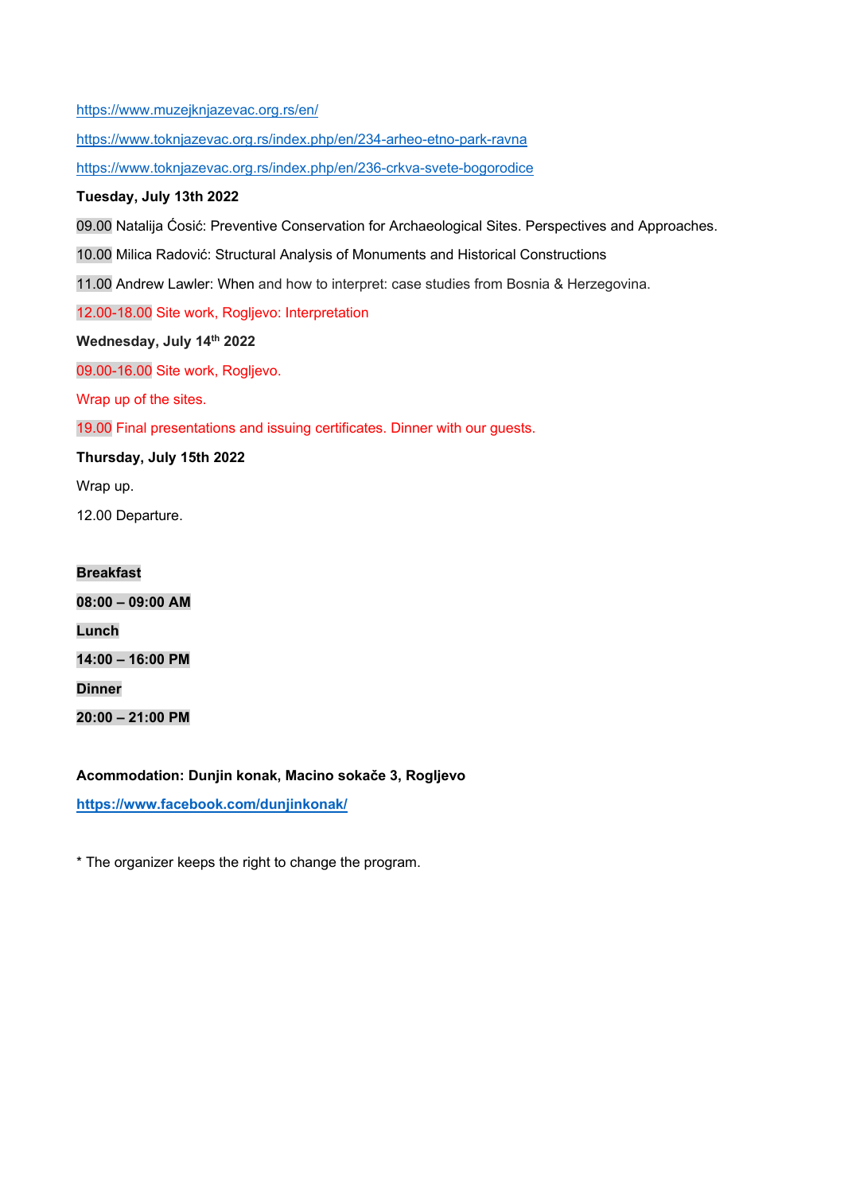https://www.muzejknjazevac.org.rs/en/

https://www.toknjazevac.org.rs/index.php/en/234-arheo-etno-park-ravna

https://www.toknjazevac.org.rs/index.php/en/236-crkva-svete-bogorodice

**Tuesday, July 13th 2022**

09.00 Natalija Ćosić: Preventive Conservation for Archaeological Sites. Perspectives and Approaches.

10.00 Milica Radović: Structural Analysis of Monuments and Historical Constructions

11.00 Andrew Lawler: When and how to interpret: case studies from Bosnia & Herzegovina.

12.00-18.00 Site work, Rogljevo: Interpretation

**Wednesday, July 14th 2022**

09.00-16.00 Site work, Rogljevo.

Wrap up of the sites.

19.00 Final presentations and issuing certificates. Dinner with our guests.

**Thursday, July 15th 2022**

Wrap up.

12.00 Departure.

**Breakfast**

**08:00 – 09:00 AM**

**Lunch**

**14:00 – 16:00 PM**

**Dinner**

**20:00 – 21:00 PM**

**Acommodation: Dunjin konak, Macino sokače 3, Rogljevo**

**https://www.facebook.com/dunjinkonak/**

* The organizer keeps the right to change the program.